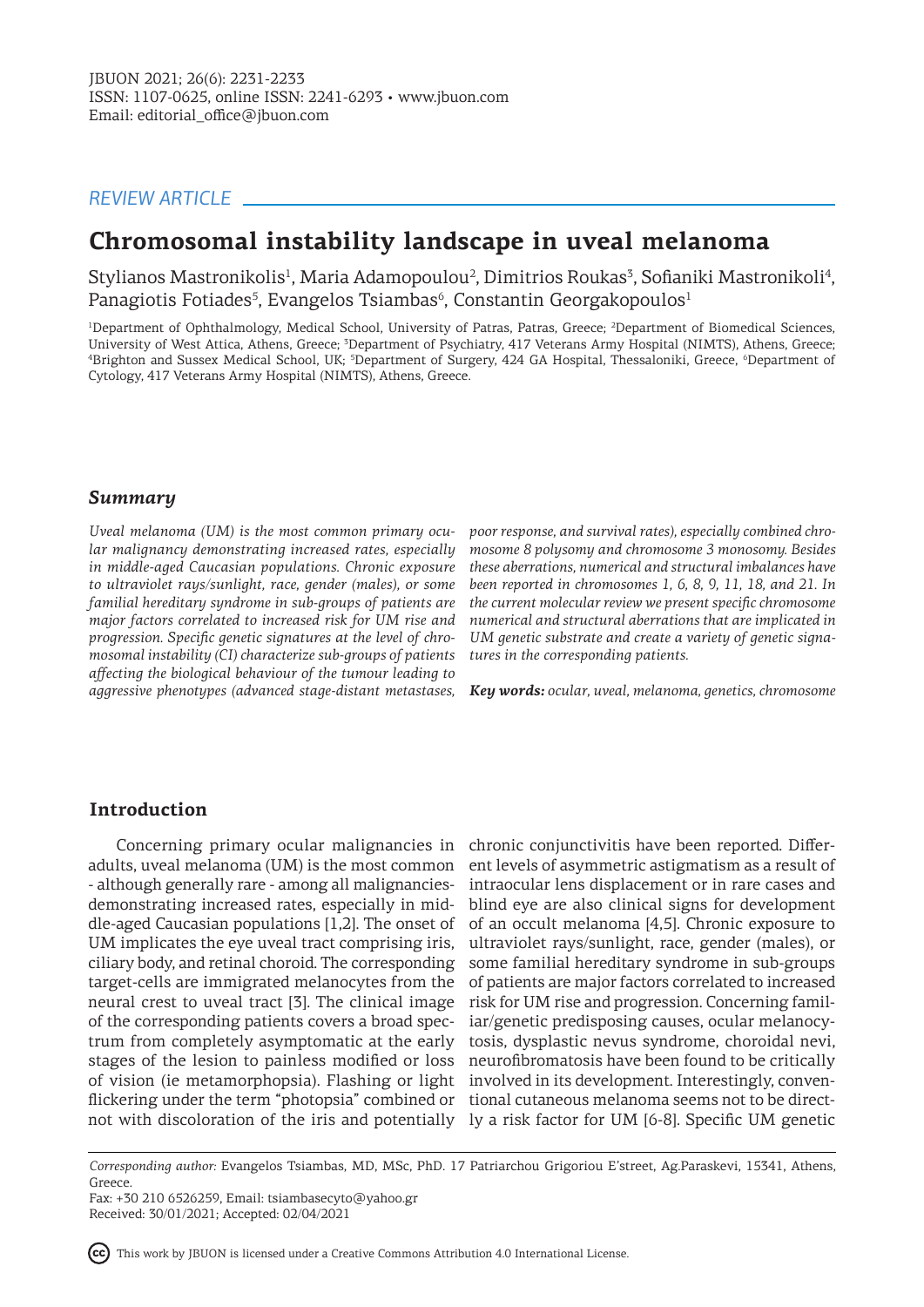REVIEW ARTICLE

# Chromosomal instability landscape in uveal melanoma

Stylianos Mastronikolis[1], Maria Adamopoulou[2], Dimitrios Roukas[3], Sofianiki Mastronikoli[4], Panagiotis Fotiades[5], Evangelos Tsiambas[6], Constantin Georgakopoulos[1]

[1]Department of Ophthalmology, Medical School, University of Patras, Patras, Greece; [2]Department of Biomedical Sciences, University of West Attica, Athens, Greece; [3]Department of Psychiatry, 417 Veterans Army Hospital (NIMTS), Athens, Greece; [4]Brighton and Sussex Medical School, UK; [5]Department of Surgery, 424 GA Hospital, Thessaloniki, Greece, [6]Department of Cytology, 417 Veterans Army Hospital (NIMTS), Athens, Greece.

## Summary

*Uveal melanoma (UM) is the most common primary ocular malignancy demonstrating increased rates, especially in middle-aged Caucasian populations. Chronic exposure to ultraviolet rays/sunlight, race, gender (males), or some familial hereditary syndrome in sub-groups of patients are major factors correlated to increased risk for UM rise and progression. Specific genetic signatures at the level of chromosomal instability (CI) characterize sub-groups of patients affecting the biological behaviour of the tumour leading to aggressive phenotypes (advanced stage-distant metastases, poor response, and survival rates), especially combined chromosome 8 polysomy and chromosome 3 monosomy. Besides these aberrations, numerical and structural imbalances have been reported in chromosomes 1, 6, 8, 9, 11, 18, and 21. In the current molecular review we present specific chromosome numerical and structural aberrations that are implicated in UM genetic substrate and create a variety of genetic signatures in the corresponding patients.*

***Key words:*** *ocular, uveal, melanoma, genetics, chromosome*

## Introduction

Concerning primary ocular malignancies in adults, uveal melanoma (UM) is the most common - although generally rare - among all malignancies- demonstrating increased rates, especially in middle-aged Caucasian populations [1,2]. The onset of UM implicates the eye uveal tract comprising iris, ciliary body, and retinal choroid. The corresponding target-cells are immigrated melanocytes from the neural crest to uveal tract [3]. The clinical image of the corresponding patients covers a broad spectrum from completely asymptomatic at the early stages of the lesion to painless modified or loss of vision (ie metamorphopsia). Flashing or light flickering under the term "photopsia" combined or not with discoloration of the iris and potentially chronic conjunctivitis have been reported. Different levels of asymmetric astigmatism as a result of intraocular lens displacement or in rare cases and blind eye are also clinical signs for development of an occult melanoma [4,5]. Chronic exposure to ultraviolet rays/sunlight, race, gender (males), or some familial hereditary syndrome in sub-groups of patients are major factors correlated to increased risk for UM rise and progression. Concerning familiar/genetic predisposing causes, ocular melanocytosis, dysplastic nevus syndrome, choroidal nevi, neurofibromatosis have been found to be critically involved in its development. Interestingly, conventional cutaneous melanoma seems not to be directly a risk factor for UM [6-8]. Specific UM genetic

*Corresponding author:* Evangelos Tsiambas, MD, MSc, PhD. 17 Patriarchou Grigoriou E'street, Ag.Paraskevi, 15341, Athens, Greece.
Fax: +30 210 6526259, Email: tsiambasecyto@yahoo.gr
Received: 30/01/2021; Accepted: 02/04/2021

This work by JBUON is licensed under a Creative Commons Attribution 4.0 International License.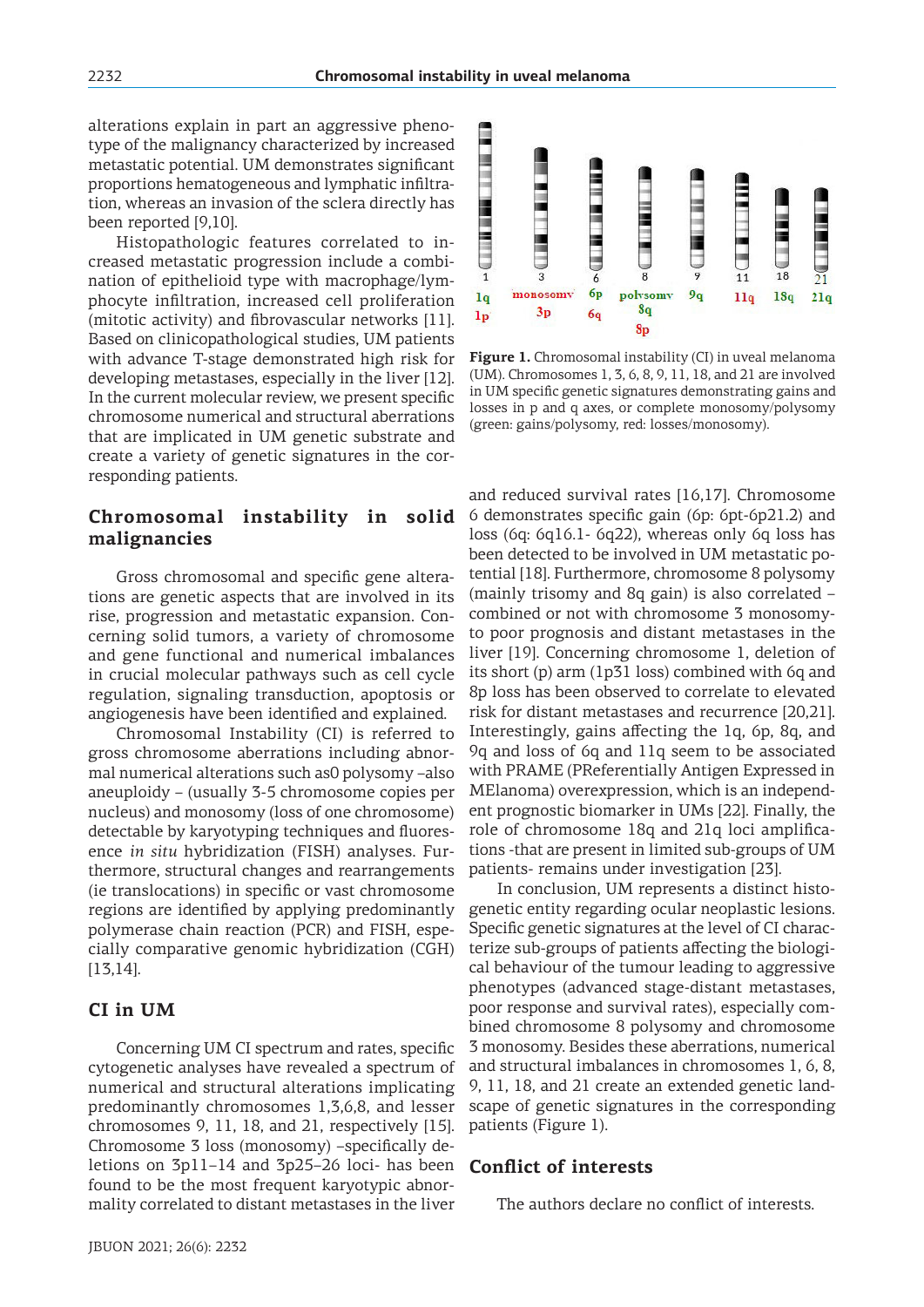alterations explain in part an aggressive phenotype of the malignancy characterized by increased metastatic potential. UM demonstrates significant proportions hematogeneous and lymphatic infiltration, whereas an invasion of the sclera directly has been reported [9,10].

Histopathologic features correlated to increased metastatic progression include a combination of epithelioid type with macrophage/lymphocyte infiltration, increased cell proliferation (mitotic activity) and fibrovascular networks [11]. Based on clinicopathological studies, UM patients with advance T-stage demonstrated high risk for developing metastases, especially in the liver [12]. In the current molecular review, we present specific chromosome numerical and structural aberrations that are implicated in UM genetic substrate and create a variety of genetic signatures in the corresponding patients.

## Chromosomal instability in solid malignancies

Gross chromosomal and specific gene alterations are genetic aspects that are involved in its rise, progression and metastatic expansion. Concerning solid tumors, a variety of chromosome and gene functional and numerical imbalances in crucial molecular pathways such as cell cycle regulation, signaling transduction, apoptosis or angiogenesis have been identified and explained.

Chromosomal Instability (CI) is referred to gross chromosome aberrations including abnormal numerical alterations such as0 polysomy –also aneuploidy – (usually 3-5 chromosome copies per nucleus) and monosomy (loss of one chromosome) detectable by karyotyping techniques and fluorescence *in situ* hybridization (FISH) analyses. Furthermore, structural changes and rearrangements (ie translocations) in specific or vast chromosome regions are identified by applying predominantly polymerase chain reaction (PCR) and FISH, especially comparative genomic hybridization (CGH) [13,14].

## CI in UM

Concerning UM CI spectrum and rates, specific cytogenetic analyses have revealed a spectrum of numerical and structural alterations implicating predominantly chromosomes 1,3,6,8, and lesser chromosomes 9, 11, 18, and 21, respectively [15]. Chromosome 3 loss (monosomy) –specifically deletions on 3p11–14 and 3p25–26 loci- has been found to be the most frequent karyotypic abnormality correlated to distant metastases in the liver and reduced survival rates [16,17]. Chromosome 6 demonstrates specific gain (6p: 6pt-6p21.2) and loss (6q: 6q16.1- 6q22), whereas only 6q loss has been detected to be involved in UM metastatic potential [18]. Furthermore, chromosome 8 polysomy (mainly trisomy and 8q gain) is also correlated – combined or not with chromosome 3 monosomy-to poor prognosis and distant metastases in the liver [19]. Concerning chromosome 1, deletion of its short (p) arm (1p31 loss) combined with 6q and 8p loss has been observed to correlate to elevated risk for distant metastases and recurrence [20,21]. Interestingly, gains affecting the 1q, 6p, 8q, and 9q and loss of 6q and 11q seem to be associated with PRAME (PReferentially Antigen Expressed in MElanoma) overexpression, which is an independent prognostic biomarker in UMs [22]. Finally, the role of chromosome 18q and 21q loci amplifications -that are present in limited sub-groups of UM patients- remains under investigation [23].

In conclusion, UM represents a distinct histogenetic entity regarding ocular neoplastic lesions. Specific genetic signatures at the level of CI characterize sub-groups of patients affecting the biological behaviour of the tumour leading to aggressive phenotypes (advanced stage-distant metastases, poor response and survival rates), especially combined chromosome 8 polysomy and chromosome 3 monosomy. Besides these aberrations, numerical and structural imbalances in chromosomes 1, 6, 8, 9, 11, 18, and 21 create an extended genetic landscape of genetic signatures in the corresponding patients (Figure 1).

1 1q 1p | 3 monosomy 3p | 6 6p 6q | 8 polysomy 8q 8p | 9 9q | 11 11q | 18 18q | 21 21q

**Figure 1.** Chromosomal instability (CI) in uveal melanoma (UM). Chromosomes 1, 3, 6, 8, 9, 11, 18, and 21 are involved in UM specific genetic signatures demonstrating gains and losses in p and q axes, or complete monosomy/polysomy (green: gains/polysomy, red: losses/monosomy).

## Conflict of interests

The authors declare no conflict of interests.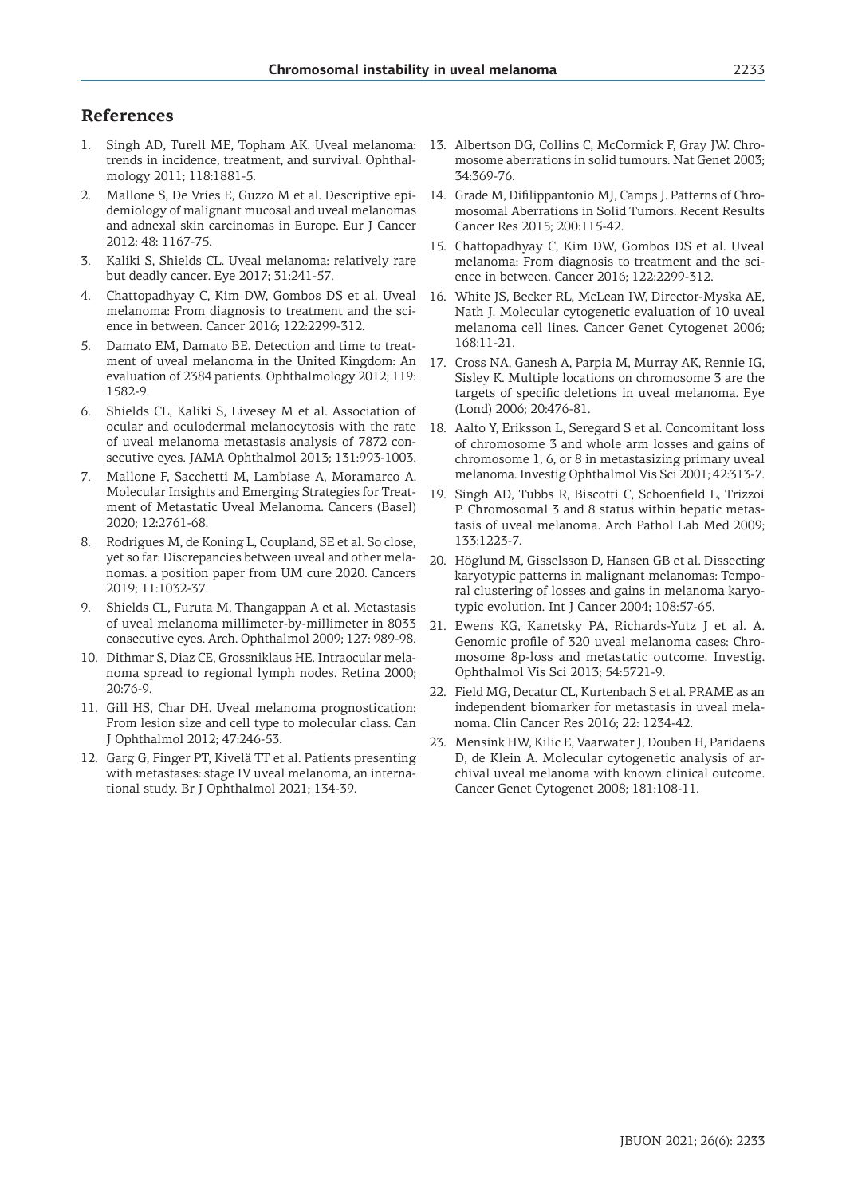## References

1. Singh AD, Turell ME, Topham AK. Uveal melanoma: trends in incidence, treatment, and survival. Ophthalmology 2011; 118:1881-5.
2. Mallone S, De Vries E, Guzzo M et al. Descriptive epidemiology of malignant mucosal and uveal melanomas and adnexal skin carcinomas in Europe. Eur J Cancer 2012; 48: 1167-75.
3. Kaliki S, Shields CL. Uveal melanoma: relatively rare but deadly cancer. Eye 2017; 31:241-57.
4. Chattopadhyay C, Kim DW, Gombos DS et al. Uveal melanoma: From diagnosis to treatment and the science in between. Cancer 2016; 122:2299-312.
5. Damato EM, Damato BE. Detection and time to treatment of uveal melanoma in the United Kingdom: An evaluation of 2384 patients. Ophthalmology 2012; 119: 1582-9.
6. Shields CL, Kaliki S, Livesey M et al. Association of ocular and oculodermal melanocytosis with the rate of uveal melanoma metastasis analysis of 7872 consecutive eyes. JAMA Ophthalmol 2013; 131:993-1003.
7. Mallone F, Sacchetti M, Lambiase A, Moramarco A. Molecular Insights and Emerging Strategies for Treatment of Metastatic Uveal Melanoma. Cancers (Basel) 2020; 12:2761-68.
8. Rodrigues M, de Koning L, Coupland, SE et al. So close, yet so far: Discrepancies between uveal and other melanomas. a position paper from UM cure 2020. Cancers 2019; 11:1032-37.
9. Shields CL, Furuta M, Thangappan A et al. Metastasis of uveal melanoma millimeter-by-millimeter in 8033 consecutive eyes. Arch. Ophthalmol 2009; 127: 989-98.
10. Dithmar S, Diaz CE, Grossniklaus HE. Intraocular melanoma spread to regional lymph nodes. Retina 2000; 20:76-9.
11. Gill HS, Char DH. Uveal melanoma prognostication: From lesion size and cell type to molecular class. Can J Ophthalmol 2012; 47:246-53.
12. Garg G, Finger PT, Kivelä TT et al. Patients presenting with metastases: stage IV uveal melanoma, an international study. Br J Ophthalmol 2021; 134-39.
13. Albertson DG, Collins C, McCormick F, Gray JW. Chromosome aberrations in solid tumours. Nat Genet 2003; 34:369-76.
14. Grade M, Difilippantonio MJ, Camps J. Patterns of Chromosomal Aberrations in Solid Tumors. Recent Results Cancer Res 2015; 200:115-42.
15. Chattopadhyay C, Kim DW, Gombos DS et al. Uveal melanoma: From diagnosis to treatment and the science in between. Cancer 2016; 122:2299-312.
16. White JS, Becker RL, McLean IW, Director-Myska AE, Nath J. Molecular cytogenetic evaluation of 10 uveal melanoma cell lines. Cancer Genet Cytogenet 2006; 168:11-21.
17. Cross NA, Ganesh A, Parpia M, Murray AK, Rennie IG, Sisley K. Multiple locations on chromosome 3 are the targets of specific deletions in uveal melanoma. Eye (Lond) 2006; 20:476-81.
18. Aalto Y, Eriksson L, Seregard S et al. Concomitant loss of chromosome 3 and whole arm losses and gains of chromosome 1, 6, or 8 in metastasizing primary uveal melanoma. Investig Ophthalmol Vis Sci 2001; 42:313-7.
19. Singh AD, Tubbs R, Biscotti C, Schoenfield L, Trizzoi P. Chromosomal 3 and 8 status within hepatic metastasis of uveal melanoma. Arch Pathol Lab Med 2009; 133:1223-7.
20. Höglund M, Gisselsson D, Hansen GB et al. Dissecting karyotypic patterns in malignant melanomas: Temporal clustering of losses and gains in melanoma karyotypic evolution. Int J Cancer 2004; 108:57-65.
21. Ewens KG, Kanetsky PA, Richards-Yutz J et al. A. Genomic profile of 320 uveal melanoma cases: Chromosome 8p-loss and metastatic outcome. Investig. Ophthalmol Vis Sci 2013; 54:5721-9.
22. Field MG, Decatur CL, Kurtenbach S et al. PRAME as an independent biomarker for metastasis in uveal melanoma. Clin Cancer Res 2016; 22: 1234-42.
23. Mensink HW, Kilic E, Vaarwater J, Douben H, Paridaens D, de Klein A. Molecular cytogenetic analysis of archival uveal melanoma with known clinical outcome. Cancer Genet Cytogenet 2008; 181:108-11.